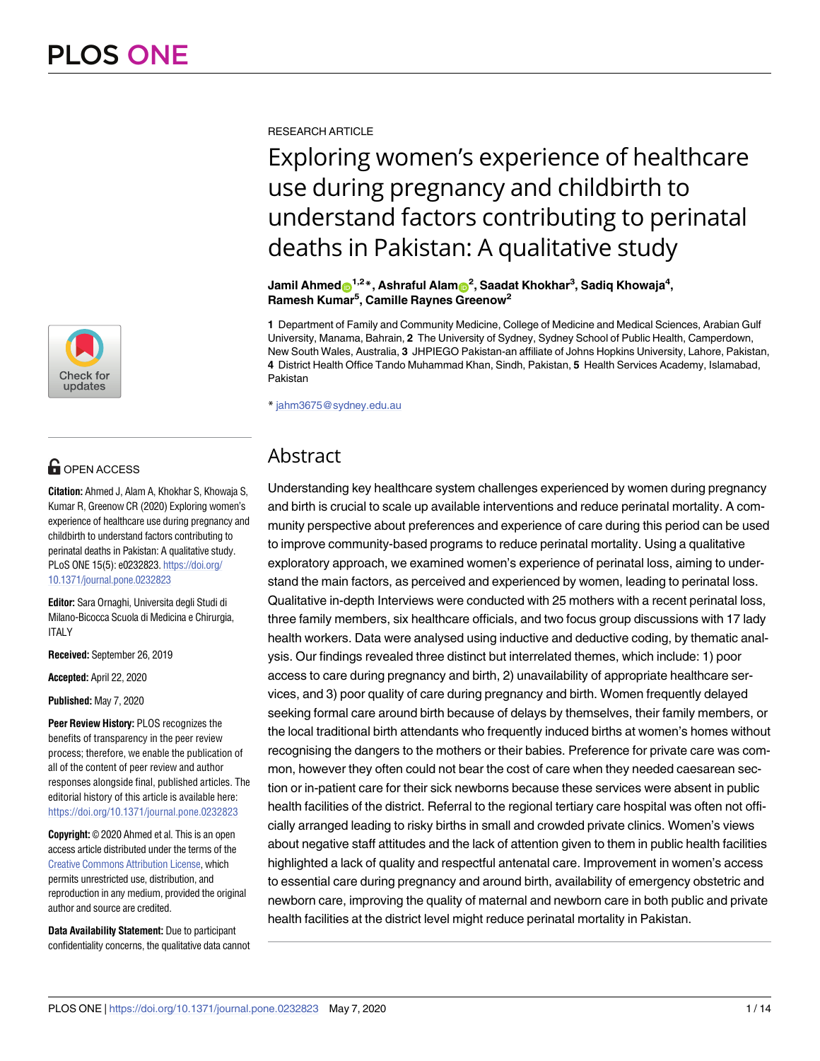RESEARCH ARTICLE

# Exploring women's experience of healthcare use during pregnancy and childbirth to understand factors contributing to perinatal deaths in Pakistan: A qualitative study

**Jamil Ahmed[1,2]*, Ashraful Alam[2], Saadat Khokhar[3], Sadiq Khowaja[4], Ramesh Kumar[5], Camille Raynes Greenow[2]**

**1** Department of Family and Community Medicine, College of Medicine and Medical Sciences, Arabian Gulf University, Manama, Bahrain, **2** The University of Sydney, Sydney School of Public Health, Camperdown, New South Wales, Australia, **3** JHPIEGO Pakistan-an affiliate of Johns Hopkins University, Lahore, Pakistan, **4** District Health Office Tando Muhammad Khan, Sindh, Pakistan, **5** Health Services Academy, Islamabad, Pakistan

* jahm3675@sydney.edu.au

OPEN ACCESS

**Citation:** Ahmed J, Alam A, Khokhar S, Khowaja S, Kumar R, Greenow CR (2020) Exploring women's experience of healthcare use during pregnancy and childbirth to understand factors contributing to perinatal deaths in Pakistan: A qualitative study. PLoS ONE 15(5): e0232823. https://doi.org/10.1371/journal.pone.0232823

**Editor:** Sara Ornaghi, Universita degli Studi di Milano-Bicocca Scuola di Medicina e Chirurgia, ITALY

**Received:** September 26, 2019

**Accepted:** April 22, 2020

**Published:** May 7, 2020

**Peer Review History:** PLOS recognizes the benefits of transparency in the peer review process; therefore, we enable the publication of all of the content of peer review and author responses alongside final, published articles. The editorial history of this article is available here: https://doi.org/10.1371/journal.pone.0232823

**Copyright:** © 2020 Ahmed et al. This is an open access article distributed under the terms of the Creative Commons Attribution License, which permits unrestricted use, distribution, and reproduction in any medium, provided the original author and source are credited.

**Data Availability Statement:** Due to participant confidentiality concerns, the qualitative data cannot

## Abstract

Understanding key healthcare system challenges experienced by women during pregnancy and birth is crucial to scale up available interventions and reduce perinatal mortality. A community perspective about preferences and experience of care during this period can be used to improve community-based programs to reduce perinatal mortality. Using a qualitative exploratory approach, we examined women's experience of perinatal loss, aiming to understand the main factors, as perceived and experienced by women, leading to perinatal loss. Qualitative in-depth Interviews were conducted with 25 mothers with a recent perinatal loss, three family members, six healthcare officials, and two focus group discussions with 17 lady health workers. Data were analysed using inductive and deductive coding, by thematic analysis. Our findings revealed three distinct but interrelated themes, which include: 1) poor access to care during pregnancy and birth, 2) unavailability of appropriate healthcare services, and 3) poor quality of care during pregnancy and birth. Women frequently delayed seeking formal care around birth because of delays by themselves, their family members, or the local traditional birth attendants who frequently induced births at women's homes without recognising the dangers to the mothers or their babies. Preference for private care was common, however they often could not bear the cost of care when they needed caesarean section or in-patient care for their sick newborns because these services were absent in public health facilities of the district. Referral to the regional tertiary care hospital was often not officially arranged leading to risky births in small and crowded private clinics. Women's views about negative staff attitudes and the lack of attention given to them in public health facilities highlighted a lack of quality and respectful antenatal care. Improvement in women's access to essential care during pregnancy and around birth, availability of emergency obstetric and newborn care, improving the quality of maternal and newborn care in both public and private health facilities at the district level might reduce perinatal mortality in Pakistan.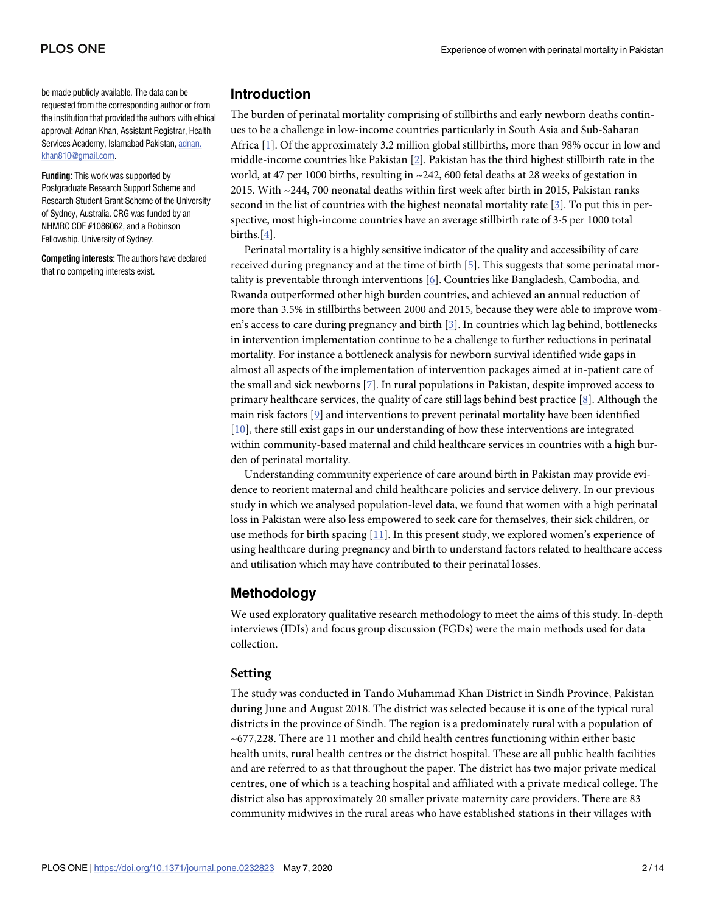be made publicly available. The data can be requested from the corresponding author or from the institution that provided the authors with ethical approval: Adnan Khan, Assistant Registrar, Health Services Academy, Islamabad Pakistan, adnan.khan810@gmail.com.

**Funding:** This work was supported by Postgraduate Research Support Scheme and Research Student Grant Scheme of the University of Sydney, Australia. CRG was funded by an NHMRC CDF #1086062, and a Robinson Fellowship, University of Sydney.

**Competing interests:** The authors have declared that no competing interests exist.

## Introduction

The burden of perinatal mortality comprising of stillbirths and early newborn deaths continues to be a challenge in low-income countries particularly in South Asia and Sub-Saharan Africa [1]. Of the approximately 3.2 million global stillbirths, more than 98% occur in low and middle-income countries like Pakistan [2]. Pakistan has the third highest stillbirth rate in the world, at 47 per 1000 births, resulting in ~242, 600 fetal deaths at 28 weeks of gestation in 2015. With ~244, 700 neonatal deaths within first week after birth in 2015, Pakistan ranks second in the list of countries with the highest neonatal mortality rate [3]. To put this in perspective, most high-income countries have an average stillbirth rate of 3·5 per 1000 total births.[4].

Perinatal mortality is a highly sensitive indicator of the quality and accessibility of care received during pregnancy and at the time of birth [5]. This suggests that some perinatal mortality is preventable through interventions [6]. Countries like Bangladesh, Cambodia, and Rwanda outperformed other high burden countries, and achieved an annual reduction of more than 3.5% in stillbirths between 2000 and 2015, because they were able to improve women's access to care during pregnancy and birth [3]. In countries which lag behind, bottlenecks in intervention implementation continue to be a challenge to further reductions in perinatal mortality. For instance a bottleneck analysis for newborn survival identified wide gaps in almost all aspects of the implementation of intervention packages aimed at in-patient care of the small and sick newborns [7]. In rural populations in Pakistan, despite improved access to primary healthcare services, the quality of care still lags behind best practice [8]. Although the main risk factors [9] and interventions to prevent perinatal mortality have been identified [10], there still exist gaps in our understanding of how these interventions are integrated within community-based maternal and child healthcare services in countries with a high burden of perinatal mortality.

Understanding community experience of care around birth in Pakistan may provide evidence to reorient maternal and child healthcare policies and service delivery. In our previous study in which we analysed population-level data, we found that women with a high perinatal loss in Pakistan were also less empowered to seek care for themselves, their sick children, or use methods for birth spacing [11]. In this present study, we explored women's experience of using healthcare during pregnancy and birth to understand factors related to healthcare access and utilisation which may have contributed to their perinatal losses.

## Methodology

We used exploratory qualitative research methodology to meet the aims of this study. In-depth interviews (IDIs) and focus group discussion (FGDs) were the main methods used for data collection.

### Setting

The study was conducted in Tando Muhammad Khan District in Sindh Province, Pakistan during June and August 2018. The district was selected because it is one of the typical rural districts in the province of Sindh. The region is a predominately rural with a population of ~677,228. There are 11 mother and child health centres functioning within either basic health units, rural health centres or the district hospital. These are all public health facilities and are referred to as that throughout the paper. The district has two major private medical centres, one of which is a teaching hospital and affiliated with a private medical college. The district also has approximately 20 smaller private maternity care providers. There are 83 community midwives in the rural areas who have established stations in their villages with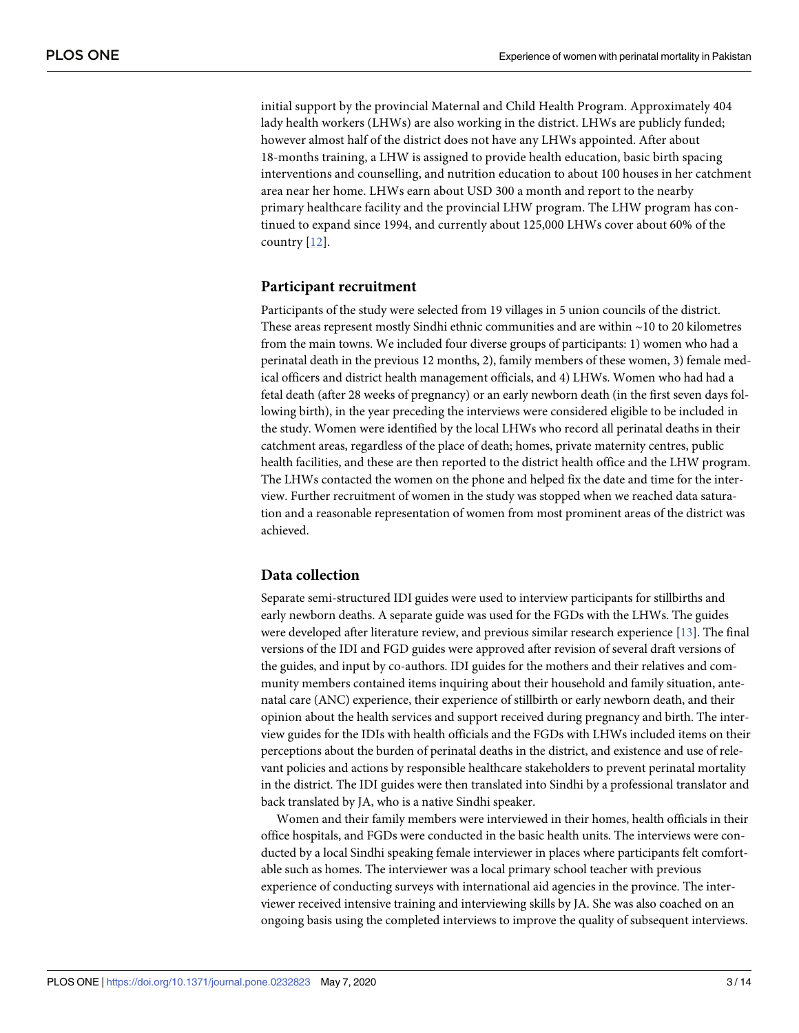initial support by the provincial Maternal and Child Health Program. Approximately 404 lady health workers (LHWs) are also working in the district. LHWs are publicly funded; however almost half of the district does not have any LHWs appointed. After about 18-months training, a LHW is assigned to provide health education, basic birth spacing interventions and counselling, and nutrition education to about 100 houses in her catchment area near her home. LHWs earn about USD 300 a month and report to the nearby primary healthcare facility and the provincial LHW program. The LHW program has continued to expand since 1994, and currently about 125,000 LHWs cover about 60% of the country [12].

## Participant recruitment

Participants of the study were selected from 19 villages in 5 union councils of the district. These areas represent mostly Sindhi ethnic communities and are within ~10 to 20 kilometres from the main towns. We included four diverse groups of participants: 1) women who had a perinatal death in the previous 12 months, 2), family members of these women, 3) female medical officers and district health management officials, and 4) LHWs. Women who had had a fetal death (after 28 weeks of pregnancy) or an early newborn death (in the first seven days following birth), in the year preceding the interviews were considered eligible to be included in the study. Women were identified by the local LHWs who record all perinatal deaths in their catchment areas, regardless of the place of death; homes, private maternity centres, public health facilities, and these are then reported to the district health office and the LHW program. The LHWs contacted the women on the phone and helped fix the date and time for the interview. Further recruitment of women in the study was stopped when we reached data saturation and a reasonable representation of women from most prominent areas of the district was achieved.

## Data collection

Separate semi-structured IDI guides were used to interview participants for stillbirths and early newborn deaths. A separate guide was used for the FGDs with the LHWs. The guides were developed after literature review, and previous similar research experience [13]. The final versions of the IDI and FGD guides were approved after revision of several draft versions of the guides, and input by co-authors. IDI guides for the mothers and their relatives and community members contained items inquiring about their household and family situation, antenatal care (ANC) experience, their experience of stillbirth or early newborn death, and their opinion about the health services and support received during pregnancy and birth. The interview guides for the IDIs with health officials and the FGDs with LHWs included items on their perceptions about the burden of perinatal deaths in the district, and existence and use of relevant policies and actions by responsible healthcare stakeholders to prevent perinatal mortality in the district. The IDI guides were then translated into Sindhi by a professional translator and back translated by JA, who is a native Sindhi speaker.

Women and their family members were interviewed in their homes, health officials in their office hospitals, and FGDs were conducted in the basic health units. The interviews were conducted by a local Sindhi speaking female interviewer in places where participants felt comfortable such as homes. The interviewer was a local primary school teacher with previous experience of conducting surveys with international aid agencies in the province. The interviewer received intensive training and interviewing skills by JA. She was also coached on an ongoing basis using the completed interviews to improve the quality of subsequent interviews.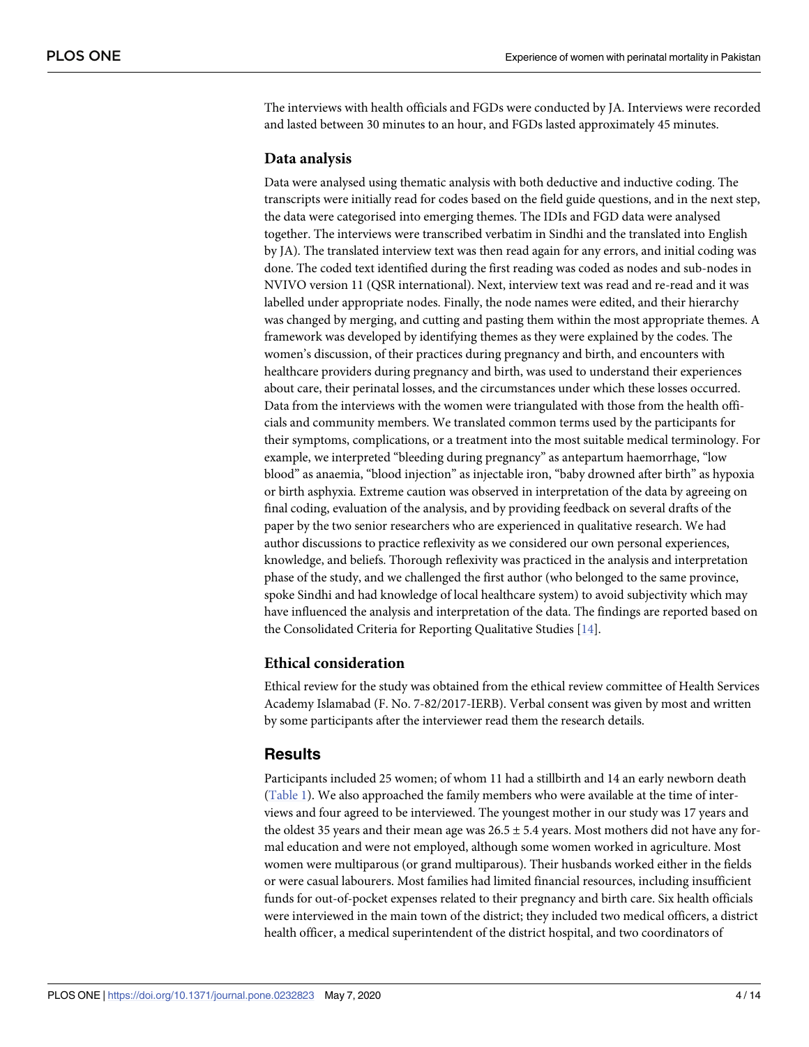The interviews with health officials and FGDs were conducted by JA. Interviews were recorded and lasted between 30 minutes to an hour, and FGDs lasted approximately 45 minutes.

### Data analysis

Data were analysed using thematic analysis with both deductive and inductive coding. The transcripts were initially read for codes based on the field guide questions, and in the next step, the data were categorised into emerging themes. The IDIs and FGD data were analysed together. The interviews were transcribed verbatim in Sindhi and the translated into English by JA). The translated interview text was then read again for any errors, and initial coding was done. The coded text identified during the first reading was coded as nodes and sub-nodes in NVIVO version 11 (QSR international). Next, interview text was read and re-read and it was labelled under appropriate nodes. Finally, the node names were edited, and their hierarchy was changed by merging, and cutting and pasting them within the most appropriate themes. A framework was developed by identifying themes as they were explained by the codes. The women's discussion, of their practices during pregnancy and birth, and encounters with healthcare providers during pregnancy and birth, was used to understand their experiences about care, their perinatal losses, and the circumstances under which these losses occurred. Data from the interviews with the women were triangulated with those from the health officials and community members. We translated common terms used by the participants for their symptoms, complications, or a treatment into the most suitable medical terminology. For example, we interpreted "bleeding during pregnancy" as antepartum haemorrhage, "low blood" as anaemia, "blood injection" as injectable iron, "baby drowned after birth" as hypoxia or birth asphyxia. Extreme caution was observed in interpretation of the data by agreeing on final coding, evaluation of the analysis, and by providing feedback on several drafts of the paper by the two senior researchers who are experienced in qualitative research. We had author discussions to practice reflexivity as we considered our own personal experiences, knowledge, and beliefs. Thorough reflexivity was practiced in the analysis and interpretation phase of the study, and we challenged the first author (who belonged to the same province, spoke Sindhi and had knowledge of local healthcare system) to avoid subjectivity which may have influenced the analysis and interpretation of the data. The findings are reported based on the Consolidated Criteria for Reporting Qualitative Studies [14].

### Ethical consideration

Ethical review for the study was obtained from the ethical review committee of Health Services Academy Islamabad (F. No. 7-82/2017-IERB). Verbal consent was given by most and written by some participants after the interviewer read them the research details.

## Results

Participants included 25 women; of whom 11 had a stillbirth and 14 an early newborn death (Table 1). We also approached the family members who were available at the time of interviews and four agreed to be interviewed. The youngest mother in our study was 17 years and the oldest 35 years and their mean age was $26.5 \pm 5.4$ years. Most mothers did not have any formal education and were not employed, although some women worked in agriculture. Most women were multiparous (or grand multiparous). Their husbands worked either in the fields or were casual labourers. Most families had limited financial resources, including insufficient funds for out-of-pocket expenses related to their pregnancy and birth care. Six health officials were interviewed in the main town of the district; they included two medical officers, a district health officer, a medical superintendent of the district hospital, and two coordinators of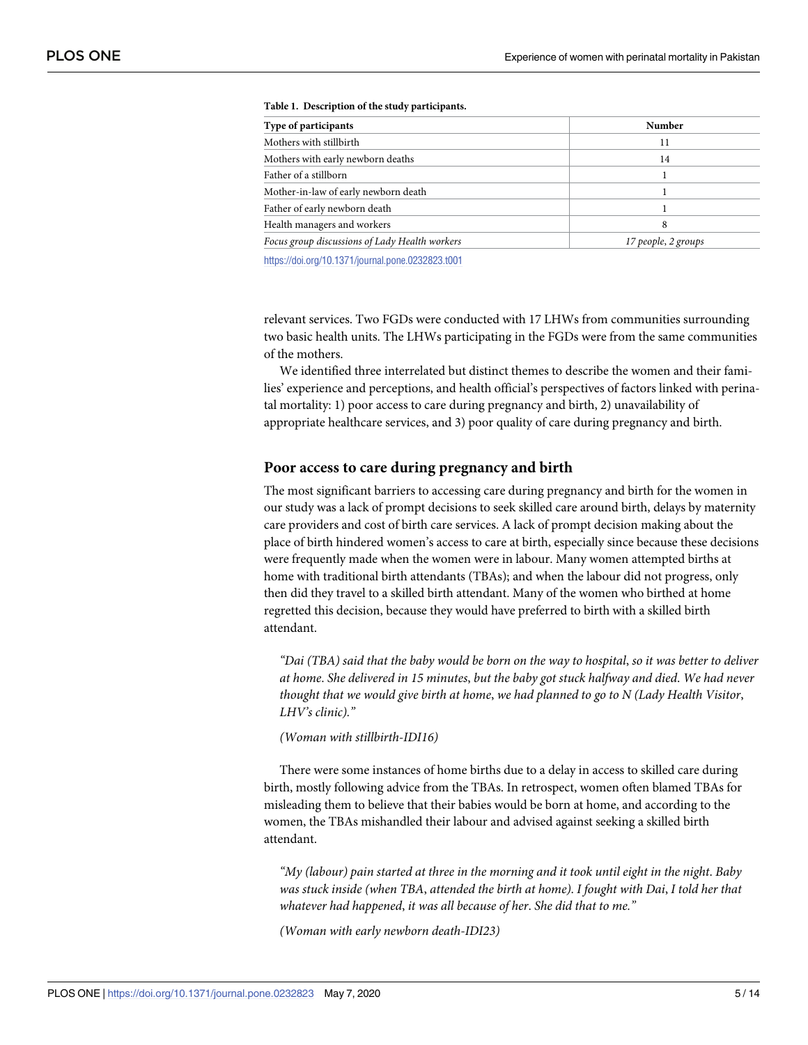**Table 1. Description of the study participants.**

| Type of participants | Number |
| --- | --- |
| Mothers with stillbirth | 11 |
| Mothers with early newborn deaths | 14 |
| Father of a stillborn | 1 |
| Mother-in-law of early newborn death | 1 |
| Father of early newborn death | 1 |
| Health managers and workers | 8 |
| *Focus group discussions of Lady Health workers* | *17 people, 2 groups* |

https://doi.org/10.1371/journal.pone.0232823.t001

relevant services. Two FGDs were conducted with 17 LHWs from communities surrounding two basic health units. The LHWs participating in the FGDs were from the same communities of the mothers.

We identified three interrelated but distinct themes to describe the women and their families' experience and perceptions, and health official's perspectives of factors linked with perinatal mortality: 1) poor access to care during pregnancy and birth, 2) unavailability of appropriate healthcare services, and 3) poor quality of care during pregnancy and birth.

## Poor access to care during pregnancy and birth

The most significant barriers to accessing care during pregnancy and birth for the women in our study was a lack of prompt decisions to seek skilled care around birth, delays by maternity care providers and cost of birth care services. A lack of prompt decision making about the place of birth hindered women's access to care at birth, especially since because these decisions were frequently made when the women were in labour. Many women attempted births at home with traditional birth attendants (TBAs); and when the labour did not progress, only then did they travel to a skilled birth attendant. Many of the women who birthed at home regretted this decision, because they would have preferred to birth with a skilled birth attendant.

> *"Dai (TBA) said that the baby would be born on the way to hospital, so it was better to deliver at home. She delivered in 15 minutes, but the baby got stuck halfway and died. We had never thought that we would give birth at home, we had planned to go to N (Lady Health Visitor, LHV's clinic)."*
>
> *(Woman with stillbirth-IDI16)*

There were some instances of home births due to a delay in access to skilled care during birth, mostly following advice from the TBAs. In retrospect, women often blamed TBAs for misleading them to believe that their babies would be born at home, and according to the women, the TBAs mishandled their labour and advised against seeking a skilled birth attendant.

> *"My (labour) pain started at three in the morning and it took until eight in the night. Baby was stuck inside (when TBA, attended the birth at home). I fought with Dai, I told her that whatever had happened, it was all because of her. She did that to me."*
>
> *(Woman with early newborn death-IDI23)*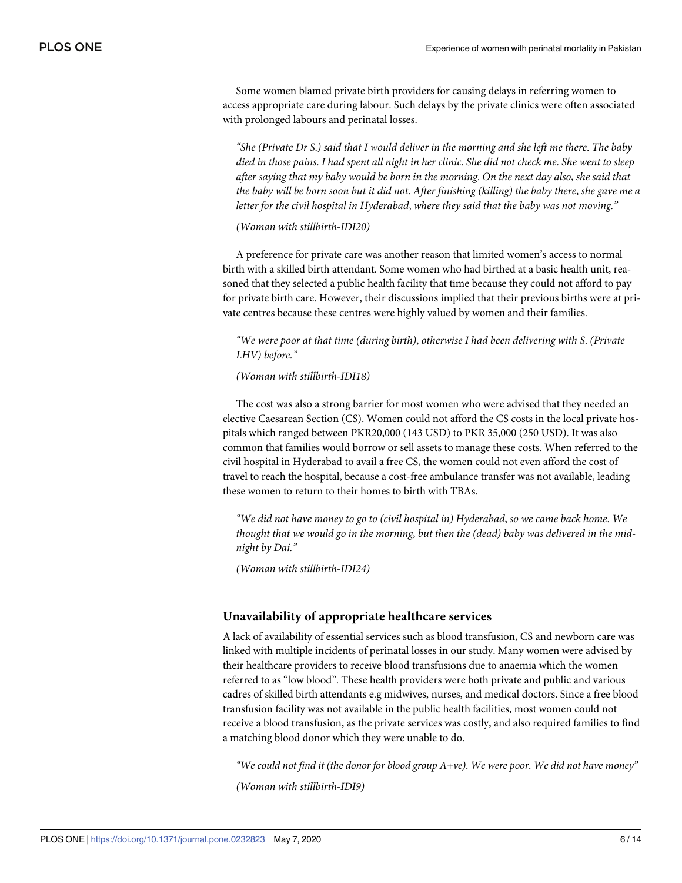Some women blamed private birth providers for causing delays in referring women to access appropriate care during labour. Such delays by the private clinics were often associated with prolonged labours and perinatal losses.

> *"She (Private Dr S.) said that I would deliver in the morning and she left me there. The baby died in those pains. I had spent all night in her clinic. She did not check me. She went to sleep after saying that my baby would be born in the morning. On the next day also, she said that the baby will be born soon but it did not. After finishing (killing) the baby there, she gave me a letter for the civil hospital in Hyderabad, where they said that the baby was not moving."*
>
> *(Woman with stillbirth-IDI20)*

A preference for private care was another reason that limited women's access to normal birth with a skilled birth attendant. Some women who had birthed at a basic health unit, reasoned that they selected a public health facility that time because they could not afford to pay for private birth care. However, their discussions implied that their previous births were at private centres because these centres were highly valued by women and their families.

> *"We were poor at that time (during birth), otherwise I had been delivering with S. (Private LHV) before."*
>
> *(Woman with stillbirth-IDI18)*

The cost was also a strong barrier for most women who were advised that they needed an elective Caesarean Section (CS). Women could not afford the CS costs in the local private hospitals which ranged between PKR20,000 (143 USD) to PKR 35,000 (250 USD). It was also common that families would borrow or sell assets to manage these costs. When referred to the civil hospital in Hyderabad to avail a free CS, the women could not even afford the cost of travel to reach the hospital, because a cost-free ambulance transfer was not available, leading these women to return to their homes to birth with TBAs.

> *"We did not have money to go to (civil hospital in) Hyderabad, so we came back home. We thought that we would go in the morning, but then the (dead) baby was delivered in the midnight by Dai."*
>
> *(Woman with stillbirth-IDI24)*

### Unavailability of appropriate healthcare services

A lack of availability of essential services such as blood transfusion, CS and newborn care was linked with multiple incidents of perinatal losses in our study. Many women were advised by their healthcare providers to receive blood transfusions due to anaemia which the women referred to as "low blood". These health providers were both private and public and various cadres of skilled birth attendants e.g midwives, nurses, and medical doctors. Since a free blood transfusion facility was not available in the public health facilities, most women could not receive a blood transfusion, as the private services was costly, and also required families to find a matching blood donor which they were unable to do.

> *"We could not find it (the donor for blood group A+ve). We were poor. We did not have money"*
>
> *(Woman with stillbirth-IDI9)*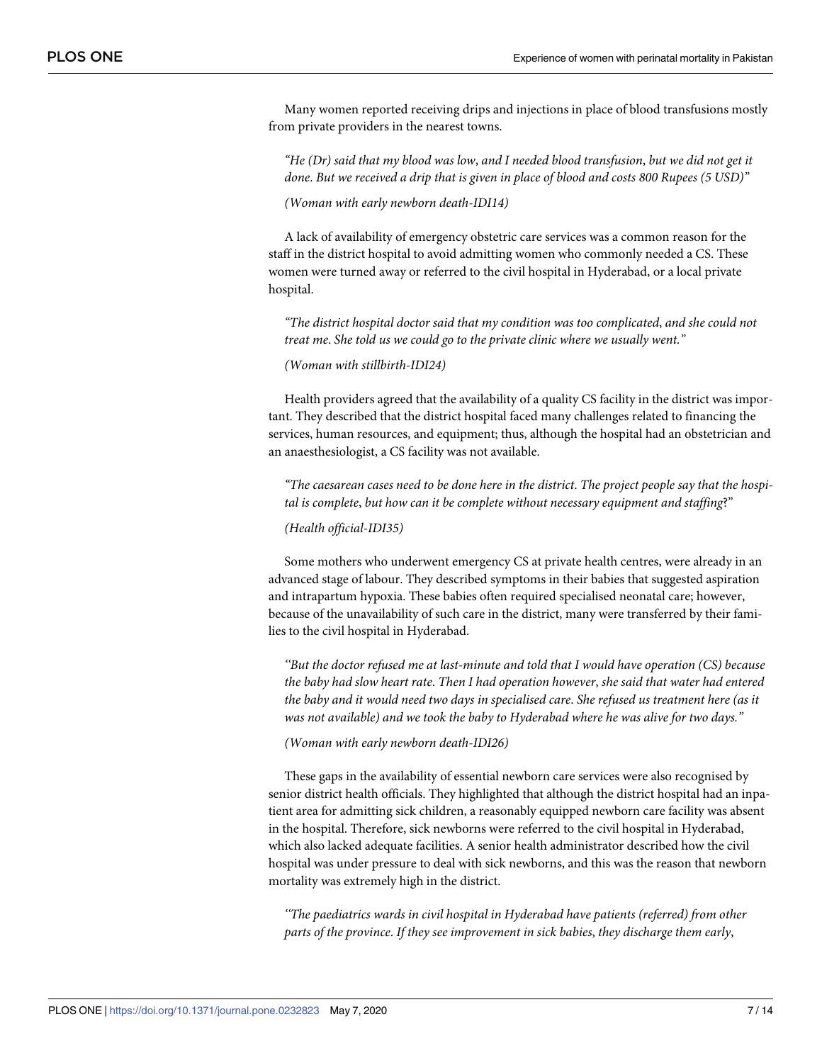Many women reported receiving drips and injections in place of blood transfusions mostly from private providers in the nearest towns.

*"He (Dr) said that my blood was low, and I needed blood transfusion, but we did not get it done. But we received a drip that is given in place of blood and costs 800 Rupees (5 USD)"*

*(Woman with early newborn death-IDI14)*

A lack of availability of emergency obstetric care services was a common reason for the staff in the district hospital to avoid admitting women who commonly needed a CS. These women were turned away or referred to the civil hospital in Hyderabad, or a local private hospital.

*"The district hospital doctor said that my condition was too complicated, and she could not treat me. She told us we could go to the private clinic where we usually went."*

*(Woman with stillbirth-IDI24)*

Health providers agreed that the availability of a quality CS facility in the district was important. They described that the district hospital faced many challenges related to financing the services, human resources, and equipment; thus, although the hospital had an obstetrician and an anaesthesiologist, a CS facility was not available.

*"The caesarean cases need to be done here in the district. The project people say that the hospital is complete, but how can it be complete without necessary equipment and staffing?"*

*(Health official-IDI35)*

Some mothers who underwent emergency CS at private health centres, were already in an advanced stage of labour. They described symptoms in their babies that suggested aspiration and intrapartum hypoxia. These babies often required specialised neonatal care; however, because of the unavailability of such care in the district, many were transferred by their families to the civil hospital in Hyderabad.

*"But the doctor refused me at last-minute and told that I would have operation (CS) because the baby had slow heart rate. Then I had operation however, she said that water had entered the baby and it would need two days in specialised care. She refused us treatment here (as it was not available) and we took the baby to Hyderabad where he was alive for two days."*

*(Woman with early newborn death-IDI26)*

These gaps in the availability of essential newborn care services were also recognised by senior district health officials. They highlighted that although the district hospital had an inpatient area for admitting sick children, a reasonably equipped newborn care facility was absent in the hospital. Therefore, sick newborns were referred to the civil hospital in Hyderabad, which also lacked adequate facilities. A senior health administrator described how the civil hospital was under pressure to deal with sick newborns, and this was the reason that newborn mortality was extremely high in the district.

*"The paediatrics wards in civil hospital in Hyderabad have patients (referred) from other parts of the province. If they see improvement in sick babies, they discharge them early,*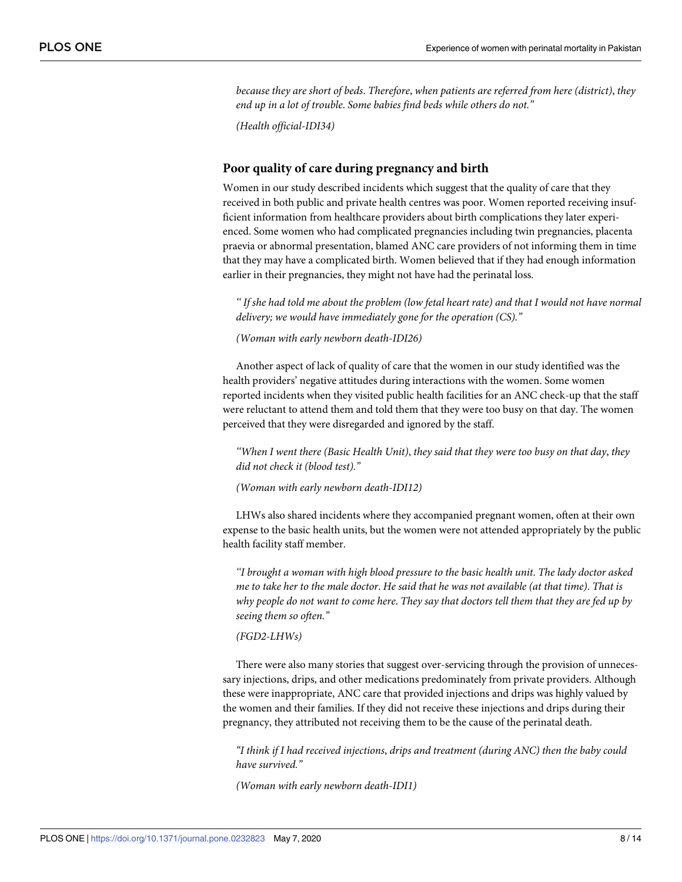*because they are short of beds. Therefore, when patients are referred from here (district), they end up in a lot of trouble. Some babies find beds while others do not."*

*(Health official-IDI34)*

## Poor quality of care during pregnancy and birth

Women in our study described incidents which suggest that the quality of care that they received in both public and private health centres was poor. Women reported receiving insufficient information from healthcare providers about birth complications they later experienced. Some women who had complicated pregnancies including twin pregnancies, placenta praevia or abnormal presentation, blamed ANC care providers of not informing them in time that they may have a complicated birth. Women believed that if they had enough information earlier in their pregnancies, they might not have had the perinatal loss.

> *" If she had told me about the problem (low fetal heart rate) and that I would not have normal delivery; we would have immediately gone for the operation (CS)."*
>
> *(Woman with early newborn death-IDI26)*

Another aspect of lack of quality of care that the women in our study identified was the health providers' negative attitudes during interactions with the women. Some women reported incidents when they visited public health facilities for an ANC check-up that the staff were reluctant to attend them and told them that they were too busy on that day. The women perceived that they were disregarded and ignored by the staff.

> *"When I went there (Basic Health Unit), they said that they were too busy on that day, they did not check it (blood test)."*
>
> *(Woman with early newborn death-IDI12)*

LHWs also shared incidents where they accompanied pregnant women, often at their own expense to the basic health units, but the women were not attended appropriately by the public health facility staff member.

> *"I brought a woman with high blood pressure to the basic health unit. The lady doctor asked me to take her to the male doctor. He said that he was not available (at that time). That is why people do not want to come here. They say that doctors tell them that they are fed up by seeing them so often."*
>
> *(FGD2-LHWs)*

There were also many stories that suggest over-servicing through the provision of unnecessary injections, drips, and other medications predominately from private providers. Although these were inappropriate, ANC care that provided injections and drips was highly valued by the women and their families. If they did not receive these injections and drips during their pregnancy, they attributed not receiving them to be the cause of the perinatal death.

> *"I think if I had received injections, drips and treatment (during ANC) then the baby could have survived."*
>
> *(Woman with early newborn death-IDI1)*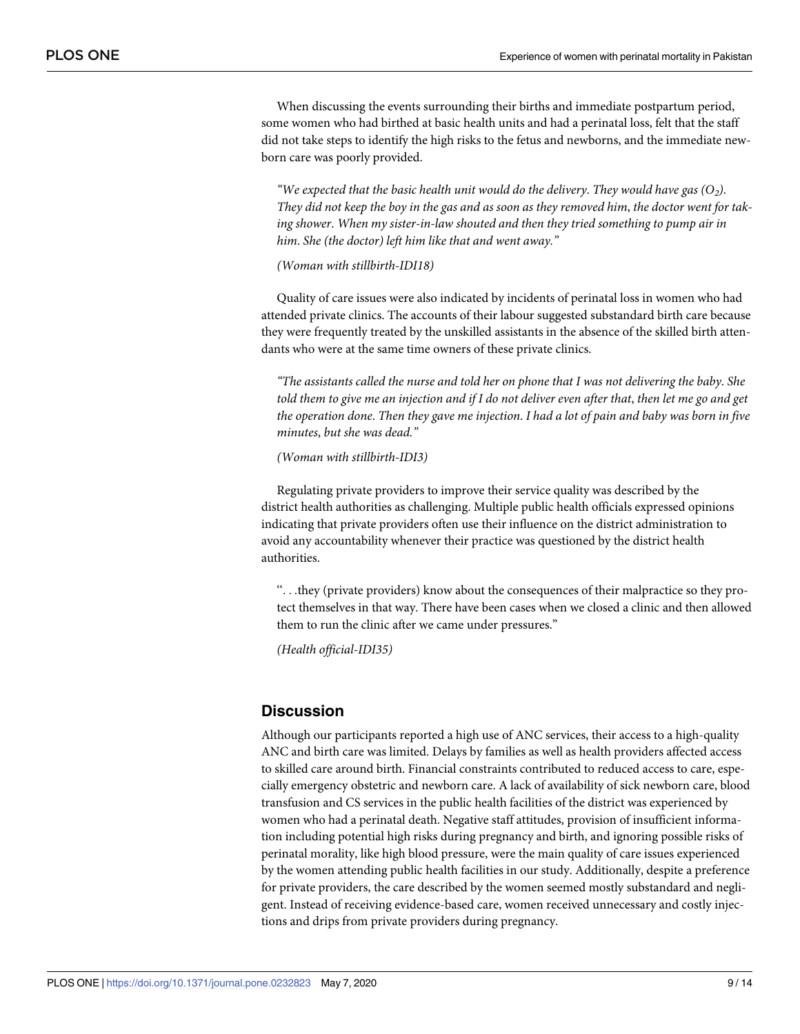When discussing the events surrounding their births and immediate postpartum period, some women who had birthed at basic health units and had a perinatal loss, felt that the staff did not take steps to identify the high risks to the fetus and newborns, and the immediate newborn care was poorly provided.

> *"We expected that the basic health unit would do the delivery. They would have gas ($O_2$). They did not keep the boy in the gas and as soon as they removed him, the doctor went for taking shower. When my sister-in-law shouted and then they tried something to pump air in him. She (the doctor) left him like that and went away."*
>
> *(Woman with stillbirth-IDI18)*

Quality of care issues were also indicated by incidents of perinatal loss in women who had attended private clinics. The accounts of their labour suggested substandard birth care because they were frequently treated by the unskilled assistants in the absence of the skilled birth attendants who were at the same time owners of these private clinics.

> *"The assistants called the nurse and told her on phone that I was not delivering the baby. She told them to give me an injection and if I do not deliver even after that, then let me go and get the operation done. Then they gave me injection. I had a lot of pain and baby was born in five minutes, but she was dead."*
>
> *(Woman with stillbirth-IDI3)*

Regulating private providers to improve their service quality was described by the district health authorities as challenging. Multiple public health officials expressed opinions indicating that private providers often use their influence on the district administration to avoid any accountability whenever their practice was questioned by the district health authorities.

> "...they (private providers) know about the consequences of their malpractice so they protect themselves in that way. There have been cases when we closed a clinic and then allowed them to run the clinic after we came under pressures."
>
> *(Health official-IDI35)*

## Discussion

Although our participants reported a high use of ANC services, their access to a high-quality ANC and birth care was limited. Delays by families as well as health providers affected access to skilled care around birth. Financial constraints contributed to reduced access to care, especially emergency obstetric and newborn care. A lack of availability of sick newborn care, blood transfusion and CS services in the public health facilities of the district was experienced by women who had a perinatal death. Negative staff attitudes, provision of insufficient information including potential high risks during pregnancy and birth, and ignoring possible risks of perinatal morality, like high blood pressure, were the main quality of care issues experienced by the women attending public health facilities in our study. Additionally, despite a preference for private providers, the care described by the women seemed mostly substandard and negligent. Instead of receiving evidence-based care, women received unnecessary and costly injections and drips from private providers during pregnancy.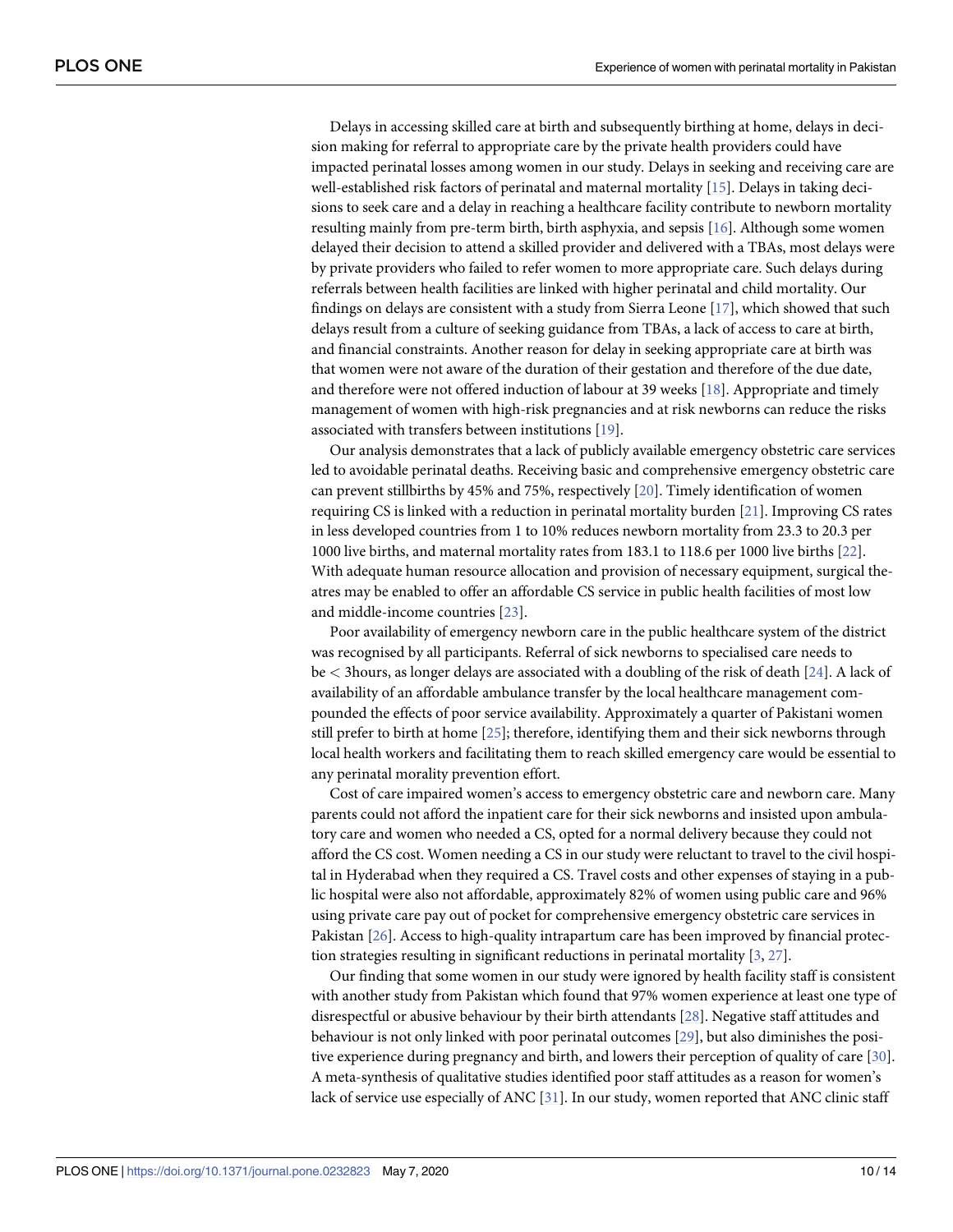Delays in accessing skilled care at birth and subsequently birthing at home, delays in decision making for referral to appropriate care by the private health providers could have impacted perinatal losses among women in our study. Delays in seeking and receiving care are well-established risk factors of perinatal and maternal mortality [15]. Delays in taking decisions to seek care and a delay in reaching a healthcare facility contribute to newborn mortality resulting mainly from pre-term birth, birth asphyxia, and sepsis [16]. Although some women delayed their decision to attend a skilled provider and delivered with a TBAs, most delays were by private providers who failed to refer women to more appropriate care. Such delays during referrals between health facilities are linked with higher perinatal and child mortality. Our findings on delays are consistent with a study from Sierra Leone [17], which showed that such delays result from a culture of seeking guidance from TBAs, a lack of access to care at birth, and financial constraints. Another reason for delay in seeking appropriate care at birth was that women were not aware of the duration of their gestation and therefore of the due date, and therefore were not offered induction of labour at 39 weeks [18]. Appropriate and timely management of women with high-risk pregnancies and at risk newborns can reduce the risks associated with transfers between institutions [19].

Our analysis demonstrates that a lack of publicly available emergency obstetric care services led to avoidable perinatal deaths. Receiving basic and comprehensive emergency obstetric care can prevent stillbirths by 45% and 75%, respectively [20]. Timely identification of women requiring CS is linked with a reduction in perinatal mortality burden [21]. Improving CS rates in less developed countries from 1 to 10% reduces newborn mortality from 23.3 to 20.3 per 1000 live births, and maternal mortality rates from 183.1 to 118.6 per 1000 live births [22]. With adequate human resource allocation and provision of necessary equipment, surgical theatres may be enabled to offer an affordable CS service in public health facilities of most low and middle-income countries [23].

Poor availability of emergency newborn care in the public healthcare system of the district was recognised by all participants. Referral of sick newborns to specialised care needs to be $<$ 3hours, as longer delays are associated with a doubling of the risk of death [24]. A lack of availability of an affordable ambulance transfer by the local healthcare management compounded the effects of poor service availability. Approximately a quarter of Pakistani women still prefer to birth at home [25]; therefore, identifying them and their sick newborns through local health workers and facilitating them to reach skilled emergency care would be essential to any perinatal morality prevention effort.

Cost of care impaired women's access to emergency obstetric care and newborn care. Many parents could not afford the inpatient care for their sick newborns and insisted upon ambulatory care and women who needed a CS, opted for a normal delivery because they could not afford the CS cost. Women needing a CS in our study were reluctant to travel to the civil hospital in Hyderabad when they required a CS. Travel costs and other expenses of staying in a public hospital were also not affordable, approximately 82% of women using public care and 96% using private care pay out of pocket for comprehensive emergency obstetric care services in Pakistan [26]. Access to high-quality intrapartum care has been improved by financial protection strategies resulting in significant reductions in perinatal mortality [3, 27].

Our finding that some women in our study were ignored by health facility staff is consistent with another study from Pakistan which found that 97% women experience at least one type of disrespectful or abusive behaviour by their birth attendants [28]. Negative staff attitudes and behaviour is not only linked with poor perinatal outcomes [29], but also diminishes the positive experience during pregnancy and birth, and lowers their perception of quality of care [30]. A meta-synthesis of qualitative studies identified poor staff attitudes as a reason for women's lack of service use especially of ANC [31]. In our study, women reported that ANC clinic staff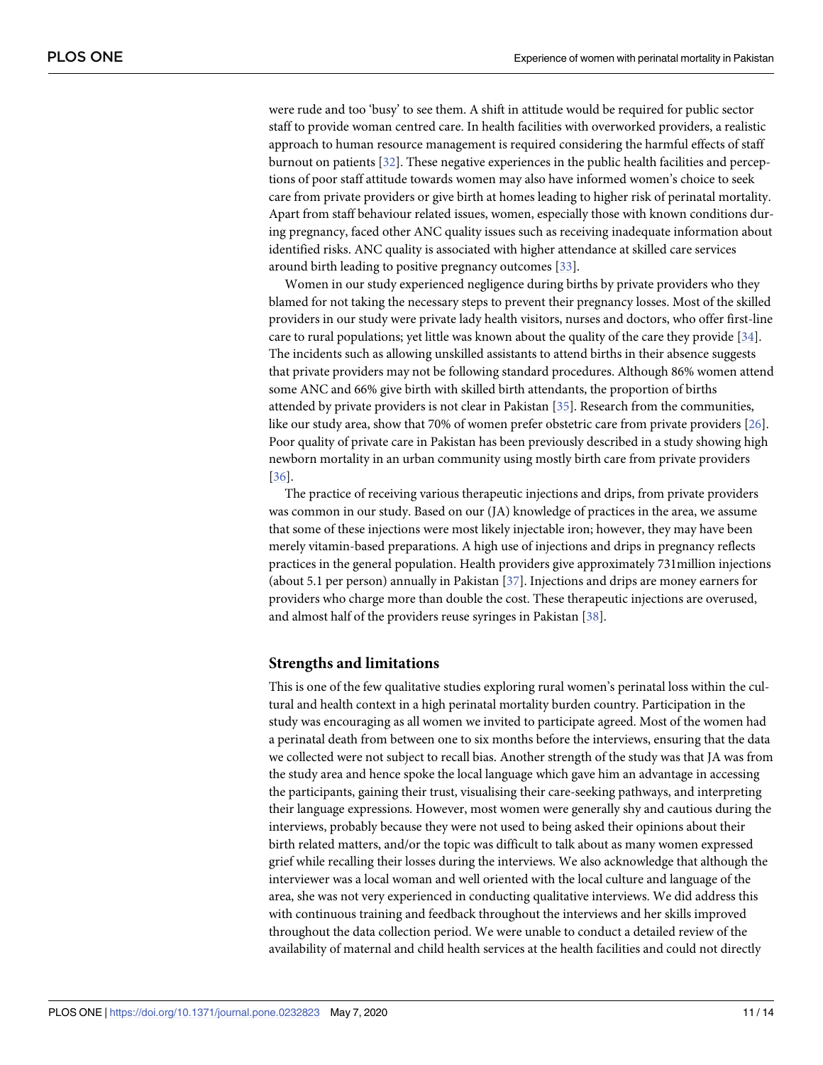were rude and too 'busy' to see them. A shift in attitude would be required for public sector staff to provide woman centred care. In health facilities with overworked providers, a realistic approach to human resource management is required considering the harmful effects of staff burnout on patients [32]. These negative experiences in the public health facilities and perceptions of poor staff attitude towards women may also have informed women's choice to seek care from private providers or give birth at homes leading to higher risk of perinatal mortality. Apart from staff behaviour related issues, women, especially those with known conditions during pregnancy, faced other ANC quality issues such as receiving inadequate information about identified risks. ANC quality is associated with higher attendance at skilled care services around birth leading to positive pregnancy outcomes [33].

Women in our study experienced negligence during births by private providers who they blamed for not taking the necessary steps to prevent their pregnancy losses. Most of the skilled providers in our study were private lady health visitors, nurses and doctors, who offer first-line care to rural populations; yet little was known about the quality of the care they provide [34]. The incidents such as allowing unskilled assistants to attend births in their absence suggests that private providers may not be following standard procedures. Although 86% women attend some ANC and 66% give birth with skilled birth attendants, the proportion of births attended by private providers is not clear in Pakistan [35]. Research from the communities, like our study area, show that 70% of women prefer obstetric care from private providers [26]. Poor quality of private care in Pakistan has been previously described in a study showing high newborn mortality in an urban community using mostly birth care from private providers [36].

The practice of receiving various therapeutic injections and drips, from private providers was common in our study. Based on our (JA) knowledge of practices in the area, we assume that some of these injections were most likely injectable iron; however, they may have been merely vitamin-based preparations. A high use of injections and drips in pregnancy reflects practices in the general population. Health providers give approximately 731million injections (about 5.1 per person) annually in Pakistan [37]. Injections and drips are money earners for providers who charge more than double the cost. These therapeutic injections are overused, and almost half of the providers reuse syringes in Pakistan [38].

## Strengths and limitations

This is one of the few qualitative studies exploring rural women's perinatal loss within the cultural and health context in a high perinatal mortality burden country. Participation in the study was encouraging as all women we invited to participate agreed. Most of the women had a perinatal death from between one to six months before the interviews, ensuring that the data we collected were not subject to recall bias. Another strength of the study was that JA was from the study area and hence spoke the local language which gave him an advantage in accessing the participants, gaining their trust, visualising their care-seeking pathways, and interpreting their language expressions. However, most women were generally shy and cautious during the interviews, probably because they were not used to being asked their opinions about their birth related matters, and/or the topic was difficult to talk about as many women expressed grief while recalling their losses during the interviews. We also acknowledge that although the interviewer was a local woman and well oriented with the local culture and language of the area, she was not very experienced in conducting qualitative interviews. We did address this with continuous training and feedback throughout the interviews and her skills improved throughout the data collection period. We were unable to conduct a detailed review of the availability of maternal and child health services at the health facilities and could not directly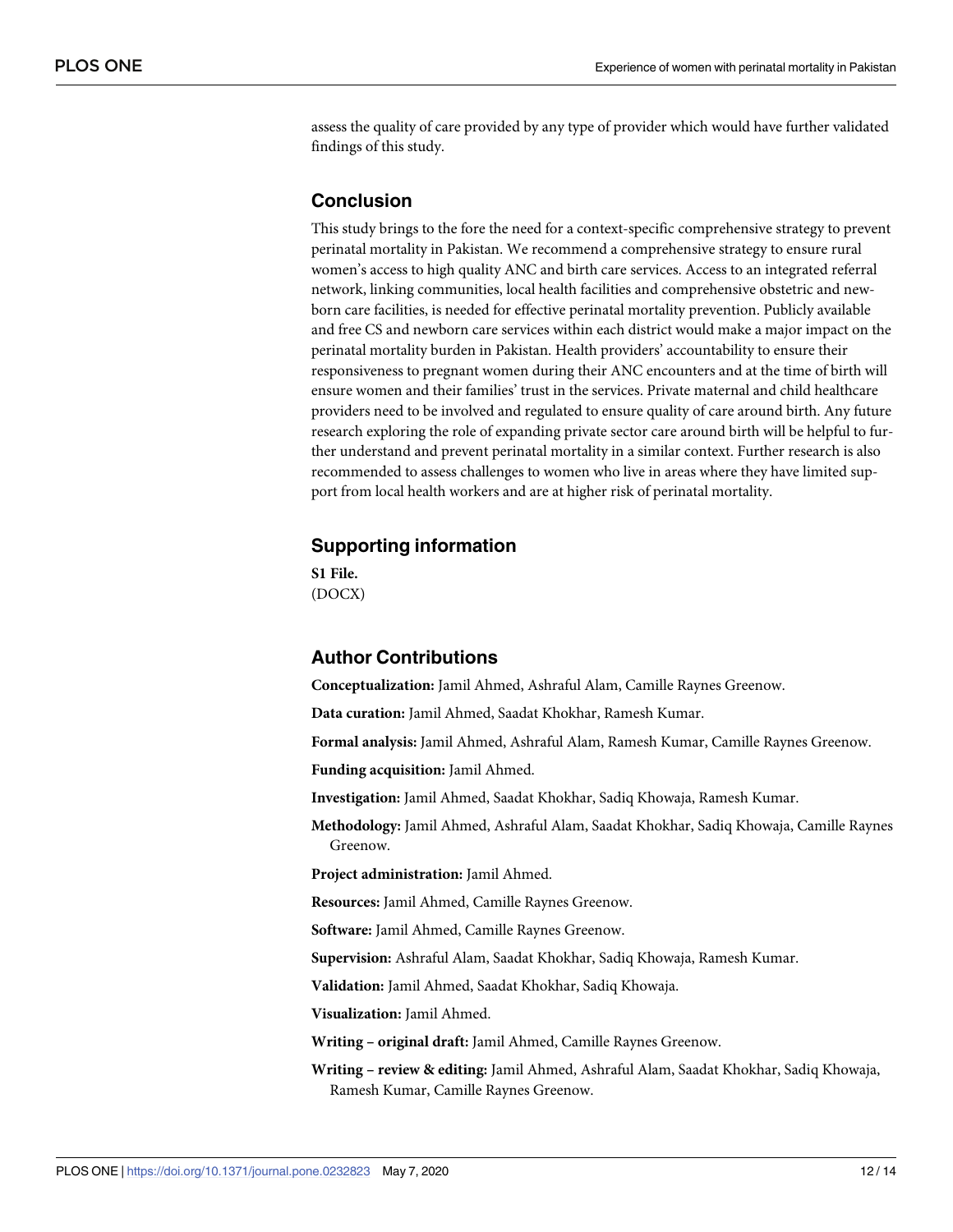assess the quality of care provided by any type of provider which would have further validated findings of this study.

## Conclusion

This study brings to the fore the need for a context-specific comprehensive strategy to prevent perinatal mortality in Pakistan. We recommend a comprehensive strategy to ensure rural women's access to high quality ANC and birth care services. Access to an integrated referral network, linking communities, local health facilities and comprehensive obstetric and newborn care facilities, is needed for effective perinatal mortality prevention. Publicly available and free CS and newborn care services within each district would make a major impact on the perinatal mortality burden in Pakistan. Health providers' accountability to ensure their responsiveness to pregnant women during their ANC encounters and at the time of birth will ensure women and their families' trust in the services. Private maternal and child healthcare providers need to be involved and regulated to ensure quality of care around birth. Any future research exploring the role of expanding private sector care around birth will be helpful to further understand and prevent perinatal mortality in a similar context. Further research is also recommended to assess challenges to women who live in areas where they have limited support from local health workers and are at higher risk of perinatal mortality.

## Supporting information

**S1 File.**
(DOCX)

## Author Contributions

**Conceptualization:** Jamil Ahmed, Ashraful Alam, Camille Raynes Greenow.

**Data curation:** Jamil Ahmed, Saadat Khokhar, Ramesh Kumar.

**Formal analysis:** Jamil Ahmed, Ashraful Alam, Ramesh Kumar, Camille Raynes Greenow.

**Funding acquisition:** Jamil Ahmed.

**Investigation:** Jamil Ahmed, Saadat Khokhar, Sadiq Khowaja, Ramesh Kumar.

**Methodology:** Jamil Ahmed, Ashraful Alam, Saadat Khokhar, Sadiq Khowaja, Camille Raynes Greenow.

**Project administration:** Jamil Ahmed.

**Resources:** Jamil Ahmed, Camille Raynes Greenow.

**Software:** Jamil Ahmed, Camille Raynes Greenow.

**Supervision:** Ashraful Alam, Saadat Khokhar, Sadiq Khowaja, Ramesh Kumar.

**Validation:** Jamil Ahmed, Saadat Khokhar, Sadiq Khowaja.

**Visualization:** Jamil Ahmed.

**Writing – original draft:** Jamil Ahmed, Camille Raynes Greenow.

**Writing – review & editing:** Jamil Ahmed, Ashraful Alam, Saadat Khokhar, Sadiq Khowaja, Ramesh Kumar, Camille Raynes Greenow.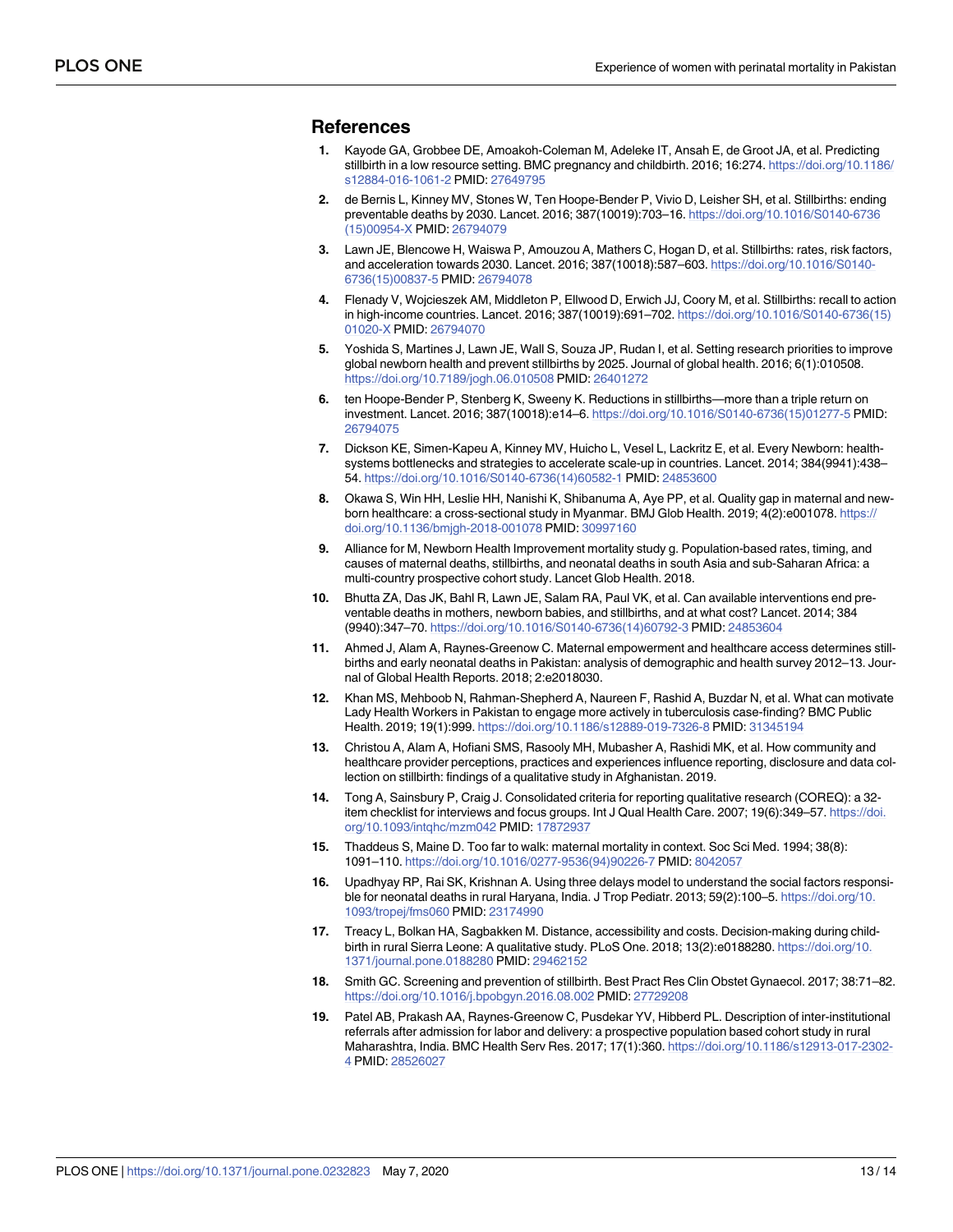## References

1. Kayode GA, Grobbee DE, Amoakoh-Coleman M, Adeleke IT, Ansah E, de Groot JA, et al. Predicting stillbirth in a low resource setting. BMC pregnancy and childbirth. 2016; 16:274. https://doi.org/10.1186/s12884-016-1061-2 PMID: 27649795
2. de Bernis L, Kinney MV, Stones W, Ten Hoope-Bender P, Vivio D, Leisher SH, et al. Stillbirths: ending preventable deaths by 2030. Lancet. 2016; 387(10019):703–16. https://doi.org/10.1016/S0140-6736(15)00954-X PMID: 26794079
3. Lawn JE, Blencowe H, Waiswa P, Amouzou A, Mathers C, Hogan D, et al. Stillbirths: rates, risk factors, and acceleration towards 2030. Lancet. 2016; 387(10018):587–603. https://doi.org/10.1016/S0140-6736(15)00837-5 PMID: 26794078
4. Flenady V, Wojcieszek AM, Middleton P, Ellwood D, Erwich JJ, Coory M, et al. Stillbirths: recall to action in high-income countries. Lancet. 2016; 387(10019):691–702. https://doi.org/10.1016/S0140-6736(15)01020-X PMID: 26794070
5. Yoshida S, Martines J, Lawn JE, Wall S, Souza JP, Rudan I, et al. Setting research priorities to improve global newborn health and prevent stillbirths by 2025. Journal of global health. 2016; 6(1):010508. https://doi.org/10.7189/jogh.06.010508 PMID: 26401272
6. ten Hoope-Bender P, Stenberg K, Sweeny K. Reductions in stillbirths—more than a triple return on investment. Lancet. 2016; 387(10018):e14–6. https://doi.org/10.1016/S0140-6736(15)01277-5 PMID: 26794075
7. Dickson KE, Simen-Kapeu A, Kinney MV, Huicho L, Vesel L, Lackritz E, et al. Every Newborn: health-systems bottlenecks and strategies to accelerate scale-up in countries. Lancet. 2014; 384(9941):438–54. https://doi.org/10.1016/S0140-6736(14)60582-1 PMID: 24853600
8. Okawa S, Win HH, Leslie HH, Nanishi K, Shibanuma A, Aye PP, et al. Quality gap in maternal and newborn healthcare: a cross-sectional study in Myanmar. BMJ Glob Health. 2019; 4(2):e001078. https://doi.org/10.1136/bmjgh-2018-001078 PMID: 30997160
9. Alliance for M, Newborn Health Improvement mortality study g. Population-based rates, timing, and causes of maternal deaths, stillbirths, and neonatal deaths in south Asia and sub-Saharan Africa: a multi-country prospective cohort study. Lancet Glob Health. 2018.
10. Bhutta ZA, Das JK, Bahl R, Lawn JE, Salam RA, Paul VK, et al. Can available interventions end preventable deaths in mothers, newborn babies, and stillbirths, and at what cost? Lancet. 2014; 384(9940):347–70. https://doi.org/10.1016/S0140-6736(14)60792-3 PMID: 24853604
11. Ahmed J, Alam A, Raynes-Greenow C. Maternal empowerment and healthcare access determines stillbirths and early neonatal deaths in Pakistan: analysis of demographic and health survey 2012–13. Journal of Global Health Reports. 2018; 2:e2018030.
12. Khan MS, Mehboob N, Rahman-Shepherd A, Naureen F, Rashid A, Buzdar N, et al. What can motivate Lady Health Workers in Pakistan to engage more actively in tuberculosis case-finding? BMC Public Health. 2019; 19(1):999. https://doi.org/10.1186/s12889-019-7326-8 PMID: 31345194
13. Christou A, Alam A, Hofiani SMS, Rasooly MH, Mubasher A, Rashidi MK, et al. How community and healthcare provider perceptions, practices and experiences influence reporting, disclosure and data collection on stillbirth: findings of a qualitative study in Afghanistan. 2019.
14. Tong A, Sainsbury P, Craig J. Consolidated criteria for reporting qualitative research (COREQ): a 32-item checklist for interviews and focus groups. Int J Qual Health Care. 2007; 19(6):349–57. https://doi.org/10.1093/intqhc/mzm042 PMID: 17872937
15. Thaddeus S, Maine D. Too far to walk: maternal mortality in context. Soc Sci Med. 1994; 38(8):1091–110. https://doi.org/10.1016/0277-9536(94)90226-7 PMID: 8042057
16. Upadhyay RP, Rai SK, Krishnan A. Using three delays model to understand the social factors responsible for neonatal deaths in rural Haryana, India. J Trop Pediatr. 2013; 59(2):100–5. https://doi.org/10.1093/tropej/fms060 PMID: 23174990
17. Treacy L, Bolkan HA, Sagbakken M. Distance, accessibility and costs. Decision-making during childbirth in rural Sierra Leone: A qualitative study. PLoS One. 2018; 13(2):e0188280. https://doi.org/10.1371/journal.pone.0188280 PMID: 29462152
18. Smith GC. Screening and prevention of stillbirth. Best Pract Res Clin Obstet Gynaecol. 2017; 38:71–82. https://doi.org/10.1016/j.bpobgyn.2016.08.002 PMID: 27729208
19. Patel AB, Prakash AA, Raynes-Greenow C, Pusdekar YV, Hibberd PL. Description of inter-institutional referrals after admission for labor and delivery: a prospective population based cohort study in rural Maharashtra, India. BMC Health Serv Res. 2017; 17(1):360. https://doi.org/10.1186/s12913-017-2302-4 PMID: 28526027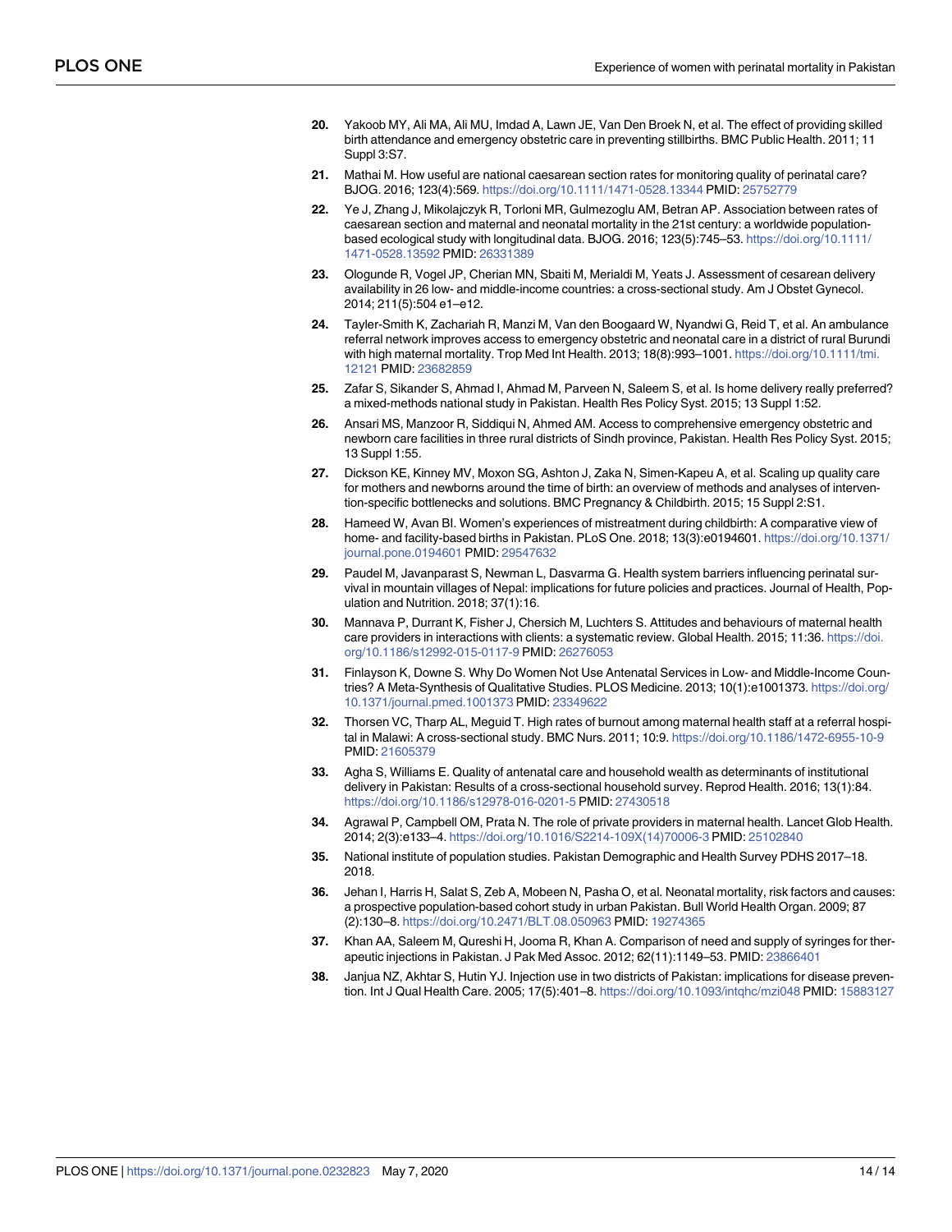20. Yakoob MY, Ali MA, Ali MU, Imdad A, Lawn JE, Van Den Broek N, et al. The effect of providing skilled birth attendance and emergency obstetric care in preventing stillbirths. BMC Public Health. 2011; 11 Suppl 3:S7.

21. Mathai M. How useful are national caesarean section rates for monitoring quality of perinatal care? BJOG. 2016; 123(4):569. https://doi.org/10.1111/1471-0528.13344 PMID: 25752779

22. Ye J, Zhang J, Mikolajczyk R, Torloni MR, Gulmezoglu AM, Betran AP. Association between rates of caesarean section and maternal and neonatal mortality in the 21st century: a worldwide population-based ecological study with longitudinal data. BJOG. 2016; 123(5):745–53. https://doi.org/10.1111/1471-0528.13592 PMID: 26331389

23. Ologunde R, Vogel JP, Cherian MN, Sbaiti M, Merialdi M, Yeats J. Assessment of cesarean delivery availability in 26 low- and middle-income countries: a cross-sectional study. Am J Obstet Gynecol. 2014; 211(5):504 e1–e12.

24. Tayler-Smith K, Zachariah R, Manzi M, Van den Boogaard W, Nyandwi G, Reid T, et al. An ambulance referral network improves access to emergency obstetric and neonatal care in a district of rural Burundi with high maternal mortality. Trop Med Int Health. 2013; 18(8):993–1001. https://doi.org/10.1111/tmi.12121 PMID: 23682859

25. Zafar S, Sikander S, Ahmad I, Ahmad M, Parveen N, Saleem S, et al. Is home delivery really preferred? a mixed-methods national study in Pakistan. Health Res Policy Syst. 2015; 13 Suppl 1:52.

26. Ansari MS, Manzoor R, Siddiqui N, Ahmed AM. Access to comprehensive emergency obstetric and newborn care facilities in three rural districts of Sindh province, Pakistan. Health Res Policy Syst. 2015; 13 Suppl 1:55.

27. Dickson KE, Kinney MV, Moxon SG, Ashton J, Zaka N, Simen-Kapeu A, et al. Scaling up quality care for mothers and newborns around the time of birth: an overview of methods and analyses of intervention-specific bottlenecks and solutions. BMC Pregnancy & Childbirth. 2015; 15 Suppl 2:S1.

28. Hameed W, Avan BI. Women's experiences of mistreatment during childbirth: A comparative view of home- and facility-based births in Pakistan. PLoS One. 2018; 13(3):e0194601. https://doi.org/10.1371/journal.pone.0194601 PMID: 29547632

29. Paudel M, Javanparast S, Newman L, Dasvarma G. Health system barriers influencing perinatal survival in mountain villages of Nepal: implications for future policies and practices. Journal of Health, Population and Nutrition. 2018; 37(1):16.

30. Mannava P, Durrant K, Fisher J, Chersich M, Luchters S. Attitudes and behaviours of maternal health care providers in interactions with clients: a systematic review. Global Health. 2015; 11:36. https://doi.org/10.1186/s12992-015-0117-9 PMID: 26276053

31. Finlayson K, Downe S. Why Do Women Not Use Antenatal Services in Low- and Middle-Income Countries? A Meta-Synthesis of Qualitative Studies. PLOS Medicine. 2013; 10(1):e1001373. https://doi.org/10.1371/journal.pmed.1001373 PMID: 23349622

32. Thorsen VC, Tharp AL, Meguid T. High rates of burnout among maternal health staff at a referral hospital in Malawi: A cross-sectional study. BMC Nurs. 2011; 10:9. https://doi.org/10.1186/1472-6955-10-9 PMID: 21605379

33. Agha S, Williams E. Quality of antenatal care and household wealth as determinants of institutional delivery in Pakistan: Results of a cross-sectional household survey. Reprod Health. 2016; 13(1):84. https://doi.org/10.1186/s12978-016-0201-5 PMID: 27430518

34. Agrawal P, Campbell OM, Prata N. The role of private providers in maternal health. Lancet Glob Health. 2014; 2(3):e133–4. https://doi.org/10.1016/S2214-109X(14)70006-3 PMID: 25102840

35. National institute of population studies. Pakistan Demographic and Health Survey PDHS 2017–18. 2018.

36. Jehan I, Harris H, Salat S, Zeb A, Mobeen N, Pasha O, et al. Neonatal mortality, risk factors and causes: a prospective population-based cohort study in urban Pakistan. Bull World Health Organ. 2009; 87 (2):130–8. https://doi.org/10.2471/BLT.08.050963 PMID: 19274365

37. Khan AA, Saleem M, Qureshi H, Jooma R, Khan A. Comparison of need and supply of syringes for therapeutic injections in Pakistan. J Pak Med Assoc. 2012; 62(11):1149–53. PMID: 23866401

38. Janjua NZ, Akhtar S, Hutin YJ. Injection use in two districts of Pakistan: implications for disease prevention. Int J Qual Health Care. 2005; 17(5):401–8. https://doi.org/10.1093/intqhc/mzi048 PMID: 15883127